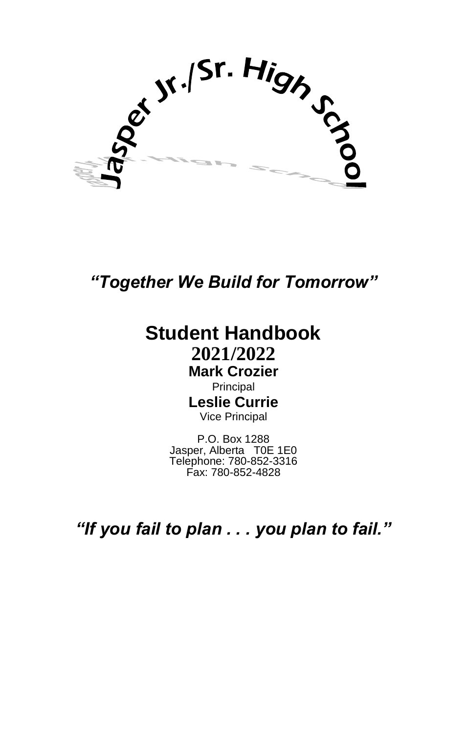# Jasper Jr./Sr. High School

***"Together We Build for Tomorrow"***

## Student Handbook

**2021/2022**

**Mark Crozier**
Principal

**Leslie Currie**
Vice Principal

P.O. Box 1288
Jasper, Alberta T0E 1E0
Telephone: 780-852-3316
Fax: 780-852-4828

***"If you fail to plan . . . you plan to fail."***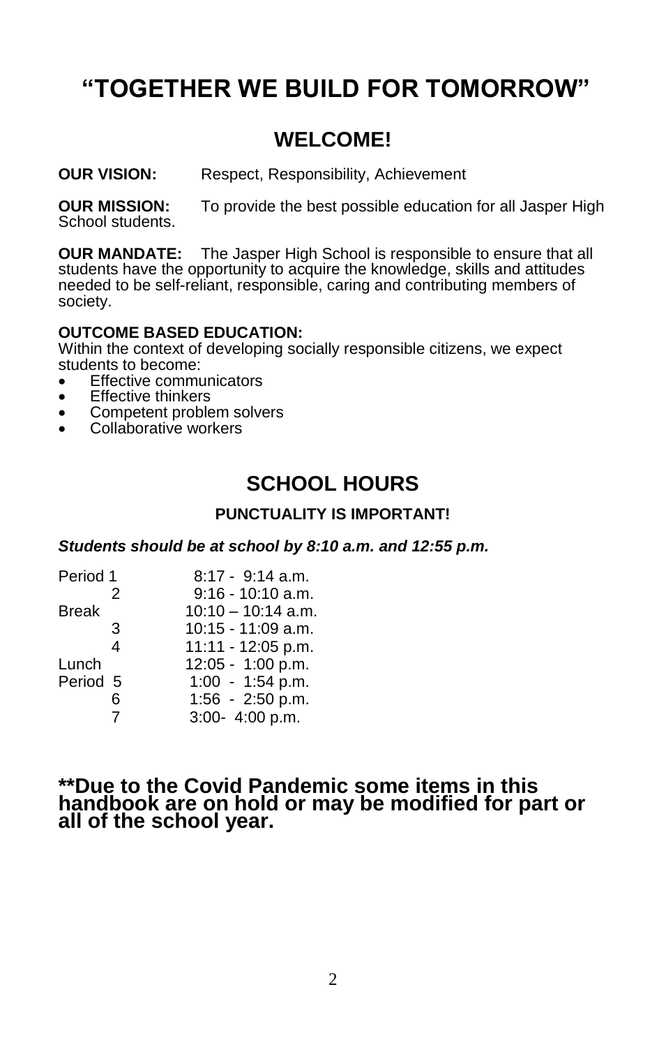# "TOGETHER WE BUILD FOR TOMORROW"

## WELCOME!

**OUR VISION:** Respect, Responsibility, Achievement

**OUR MISSION:** To provide the best possible education for all Jasper High School students.

**OUR MANDATE:** The Jasper High School is responsible to ensure that all students have the opportunity to acquire the knowledge, skills and attitudes needed to be self-reliant, responsible, caring and contributing members of society.

**OUTCOME BASED EDUCATION:**
Within the context of developing socially responsible citizens, we expect students to become:

- Effective communicators
- Effective thinkers
- Competent problem solvers
- Collaborative workers

## SCHOOL HOURS

**PUNCTUALITY IS IMPORTANT!**

***Students should be at school by 8:10 a.m. and 12:55 p.m.***

| | |
|---|---|
| Period 1 | 8:17 - 9:14 a.m. |
| 2 | 9:16 - 10:10 a.m. |
| Break | 10:10 – 10:14 a.m. |
| 3 | 10:15 - 11:09 a.m. |
| 4 | 11:11 - 12:05 p.m. |
| Lunch | 12:05 - 1:00 p.m. |
| Period 5 | 1:00 - 1:54 p.m. |
| 6 | 1:56 - 2:50 p.m. |
| 7 | 3:00- 4:00 p.m. |

**\*\*Due to the Covid Pandemic some items in this handbook are on hold or may be modified for part or all of the school year.**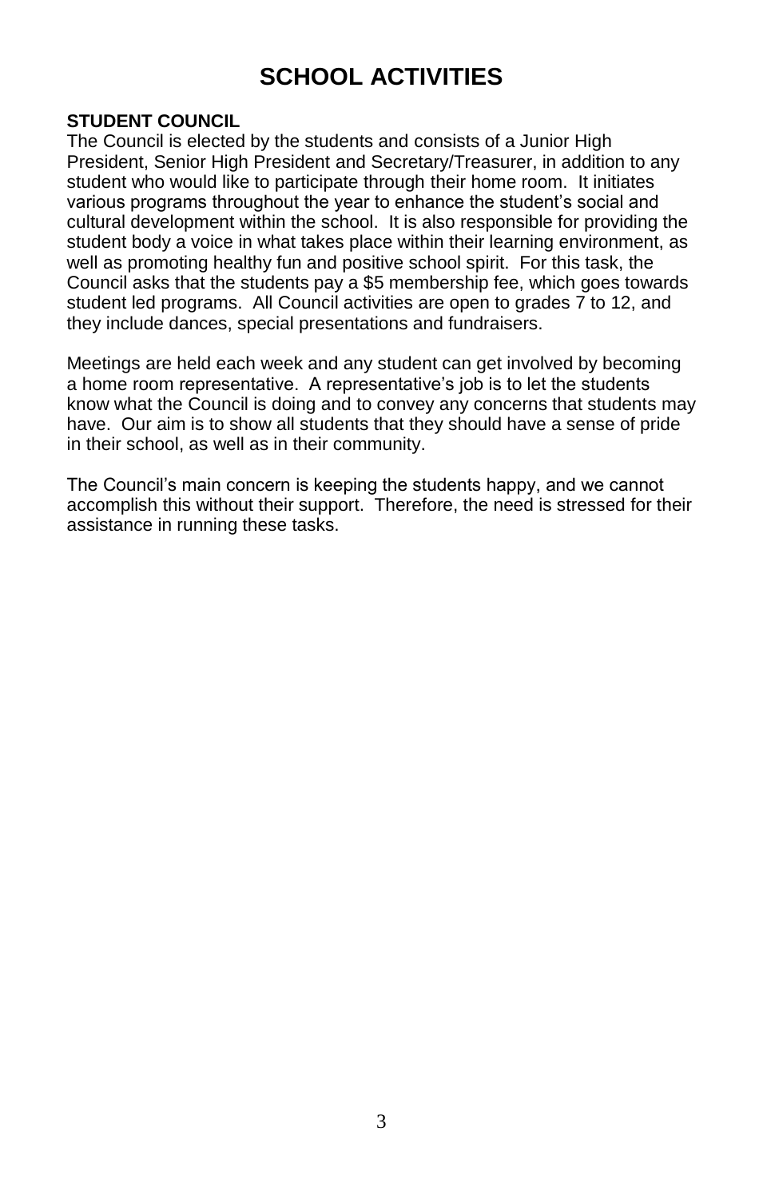# SCHOOL ACTIVITIES

**STUDENT COUNCIL**

The Council is elected by the students and consists of a Junior High President, Senior High President and Secretary/Treasurer, in addition to any student who would like to participate through their home room. It initiates various programs throughout the year to enhance the student's social and cultural development within the school. It is also responsible for providing the student body a voice in what takes place within their learning environment, as well as promoting healthy fun and positive school spirit. For this task, the Council asks that the students pay a $5 membership fee, which goes towards student led programs. All Council activities are open to grades 7 to 12, and they include dances, special presentations and fundraisers.

Meetings are held each week and any student can get involved by becoming a home room representative. A representative's job is to let the students know what the Council is doing and to convey any concerns that students may have. Our aim is to show all students that they should have a sense of pride in their school, as well as in their community.

The Council's main concern is keeping the students happy, and we cannot accomplish this without their support. Therefore, the need is stressed for their assistance in running these tasks.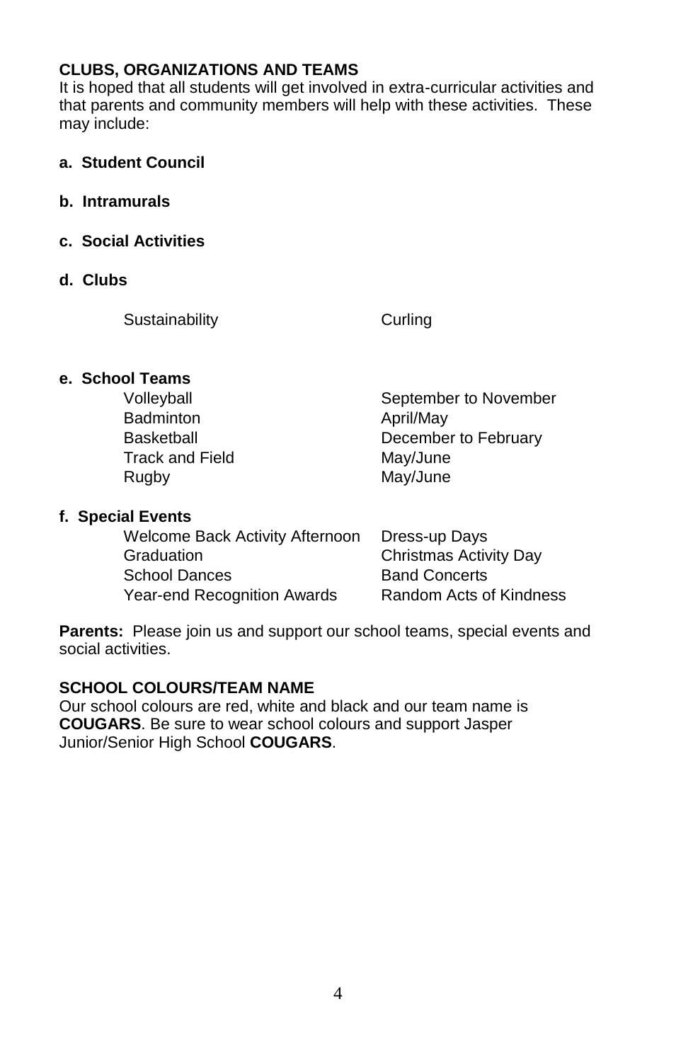## CLUBS, ORGANIZATIONS AND TEAMS

It is hoped that all students will get involved in extra-curricular activities and that parents and community members will help with these activities. These may include:

**a. Student Council**

**b. Intramurals**

**c. Social Activities**

**d. Clubs**

| | |
|---|---|
| Sustainability | Curling |

**e. School Teams**

| | |
|---|---|
| Volleyball | September to November |
| Badminton | April/May |
| Basketball | December to February |
| Track and Field | May/June |
| Rugby | May/June |

**f. Special Events**

| | |
|---|---|
| Welcome Back Activity Afternoon | Dress-up Days |
| Graduation | Christmas Activity Day |
| School Dances | Band Concerts |
| Year-end Recognition Awards | Random Acts of Kindness |

**Parents:** Please join us and support our school teams, special events and social activities.

## SCHOOL COLOURS/TEAM NAME

Our school colours are red, white and black and our team name is **COUGARS**. Be sure to wear school colours and support Jasper Junior/Senior High School **COUGARS**.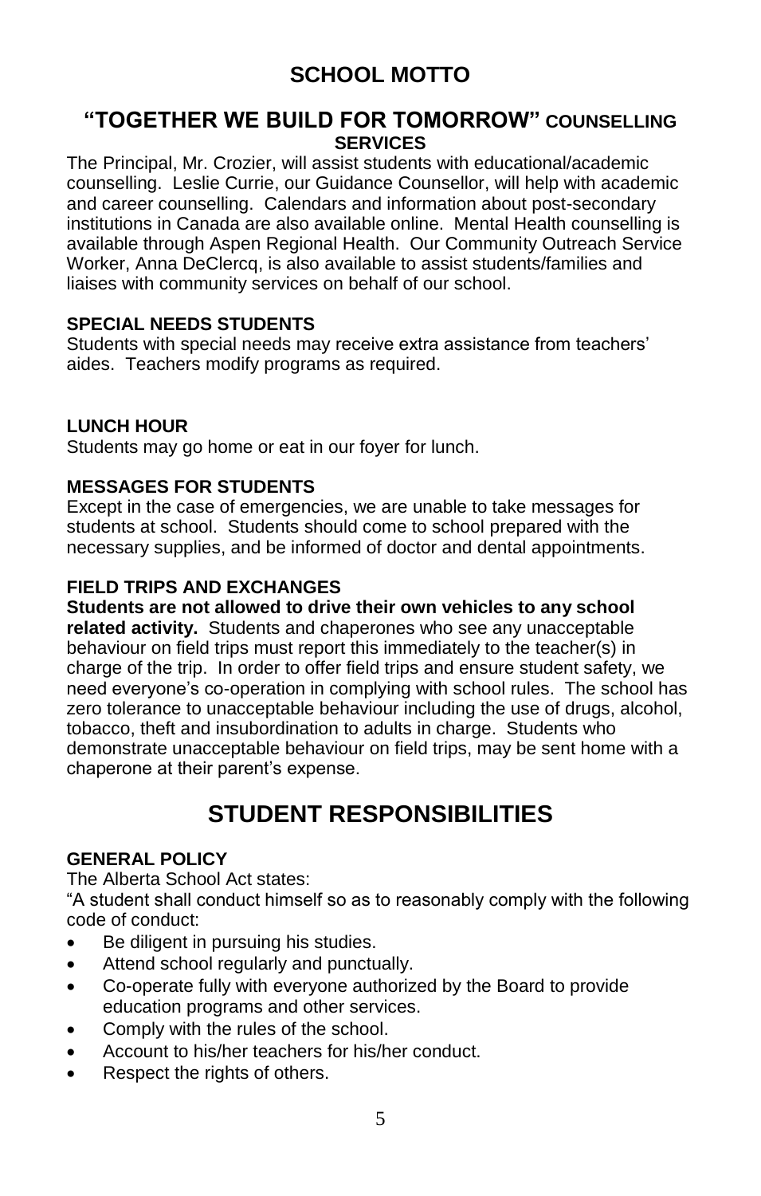# SCHOOL MOTTO

## "TOGETHER WE BUILD FOR TOMORROW"

### COUNSELLING SERVICES

The Principal, Mr. Crozier, will assist students with educational/academic counselling. Leslie Currie, our Guidance Counsellor, will help with academic and career counselling. Calendars and information about post-secondary institutions in Canada are also available online. Mental Health counselling is available through Aspen Regional Health. Our Community Outreach Service Worker, Anna DeClercq, is also available to assist students/families and liaises with community services on behalf of our school.

### SPECIAL NEEDS STUDENTS

Students with special needs may receive extra assistance from teachers' aides. Teachers modify programs as required.

### LUNCH HOUR

Students may go home or eat in our foyer for lunch.

### MESSAGES FOR STUDENTS

Except in the case of emergencies, we are unable to take messages for students at school. Students should come to school prepared with the necessary supplies, and be informed of doctor and dental appointments.

### FIELD TRIPS AND EXCHANGES

**Students are not allowed to drive their own vehicles to any school related activity.** Students and chaperones who see any unacceptable behaviour on field trips must report this immediately to the teacher(s) in charge of the trip. In order to offer field trips and ensure student safety, we need everyone's co-operation in complying with school rules. The school has zero tolerance to unacceptable behaviour including the use of drugs, alcohol, tobacco, theft and insubordination to adults in charge. Students who demonstrate unacceptable behaviour on field trips, may be sent home with a chaperone at their parent's expense.

# STUDENT RESPONSIBILITIES

### GENERAL POLICY

The Alberta School Act states:

"A student shall conduct himself so as to reasonably comply with the following code of conduct:

- Be diligent in pursuing his studies.
- Attend school regularly and punctually.
- Co-operate fully with everyone authorized by the Board to provide education programs and other services.
- Comply with the rules of the school.
- Account to his/her teachers for his/her conduct.
- Respect the rights of others.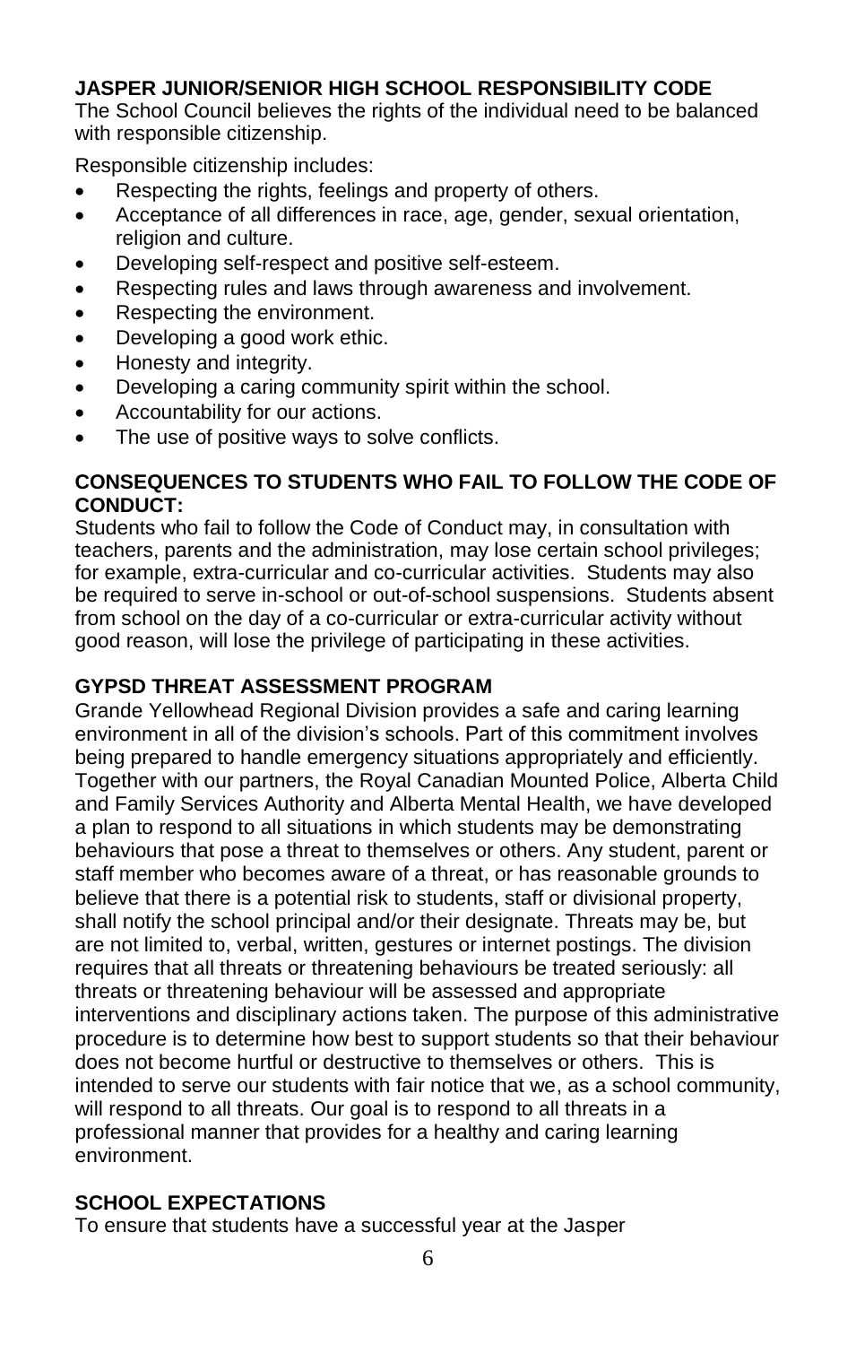## JASPER JUNIOR/SENIOR HIGH SCHOOL RESPONSIBILITY CODE

The School Council believes the rights of the individual need to be balanced with responsible citizenship.

Responsible citizenship includes:

- Respecting the rights, feelings and property of others.
- Acceptance of all differences in race, age, gender, sexual orientation, religion and culture.
- Developing self-respect and positive self-esteem.
- Respecting rules and laws through awareness and involvement.
- Respecting the environment.
- Developing a good work ethic.
- Honesty and integrity.
- Developing a caring community spirit within the school.
- Accountability for our actions.
- The use of positive ways to solve conflicts.

## CONSEQUENCES TO STUDENTS WHO FAIL TO FOLLOW THE CODE OF CONDUCT:

Students who fail to follow the Code of Conduct may, in consultation with teachers, parents and the administration, may lose certain school privileges; for example, extra-curricular and co-curricular activities. Students may also be required to serve in-school or out-of-school suspensions. Students absent from school on the day of a co-curricular or extra-curricular activity without good reason, will lose the privilege of participating in these activities.

## GYPSD THREAT ASSESSMENT PROGRAM

Grande Yellowhead Regional Division provides a safe and caring learning environment in all of the division's schools. Part of this commitment involves being prepared to handle emergency situations appropriately and efficiently. Together with our partners, the Royal Canadian Mounted Police, Alberta Child and Family Services Authority and Alberta Mental Health, we have developed a plan to respond to all situations in which students may be demonstrating behaviours that pose a threat to themselves or others. Any student, parent or staff member who becomes aware of a threat, or has reasonable grounds to believe that there is a potential risk to students, staff or divisional property, shall notify the school principal and/or their designate. Threats may be, but are not limited to, verbal, written, gestures or internet postings. The division requires that all threats or threatening behaviours be treated seriously: all threats or threatening behaviour will be assessed and appropriate interventions and disciplinary actions taken. The purpose of this administrative procedure is to determine how best to support students so that their behaviour does not become hurtful or destructive to themselves or others. This is intended to serve our students with fair notice that we, as a school community, will respond to all threats. Our goal is to respond to all threats in a professional manner that provides for a healthy and caring learning environment.

## SCHOOL EXPECTATIONS

To ensure that students have a successful year at the Jasper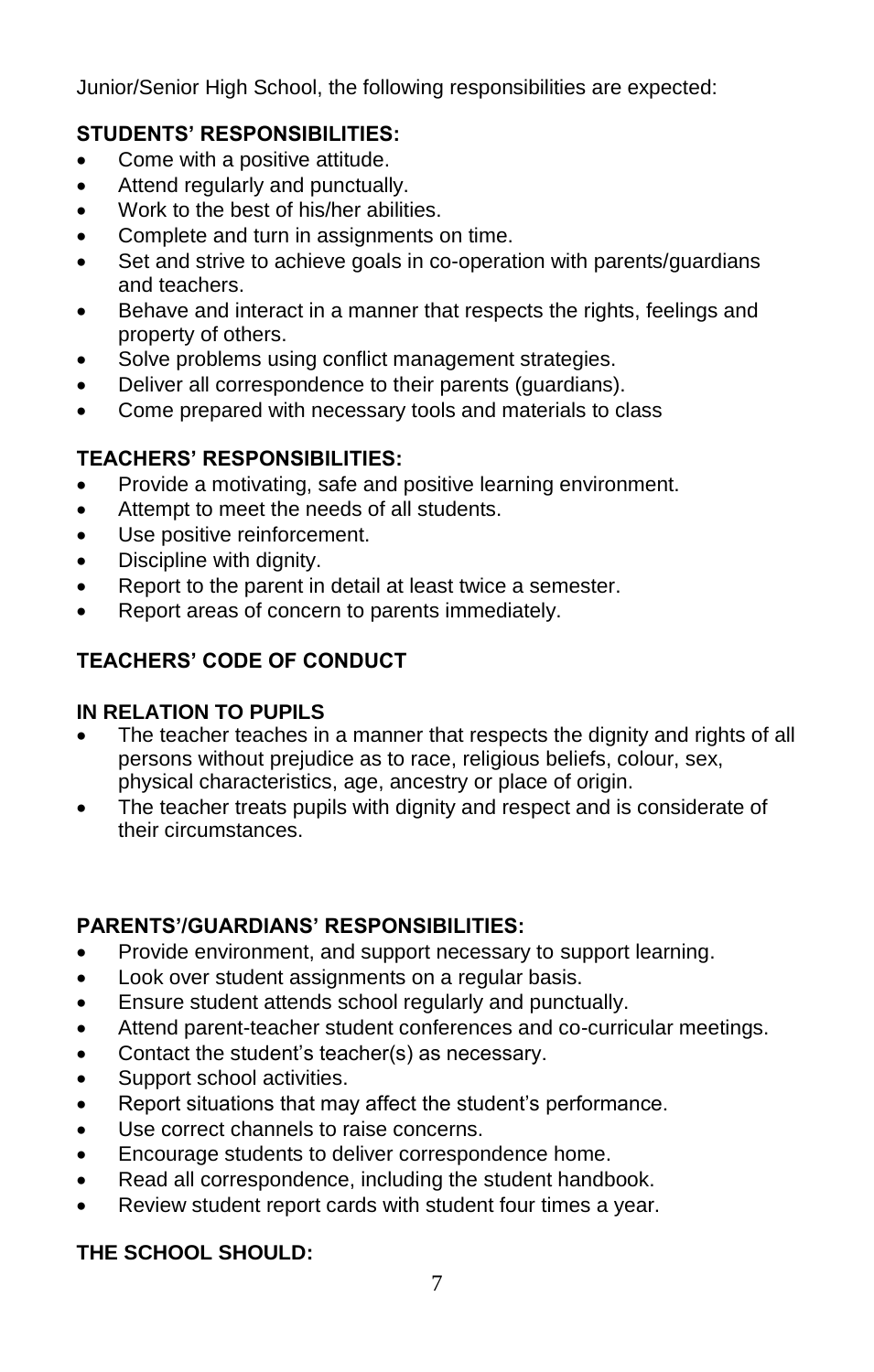Junior/Senior High School, the following responsibilities are expected:

**STUDENTS' RESPONSIBILITIES:**

- Come with a positive attitude.
- Attend regularly and punctually.
- Work to the best of his/her abilities.
- Complete and turn in assignments on time.
- Set and strive to achieve goals in co-operation with parents/guardians and teachers.
- Behave and interact in a manner that respects the rights, feelings and property of others.
- Solve problems using conflict management strategies.
- Deliver all correspondence to their parents (guardians).
- Come prepared with necessary tools and materials to class

**TEACHERS' RESPONSIBILITIES:**

- Provide a motivating, safe and positive learning environment.
- Attempt to meet the needs of all students.
- Use positive reinforcement.
- Discipline with dignity.
- Report to the parent in detail at least twice a semester.
- Report areas of concern to parents immediately.

**TEACHERS' CODE OF CONDUCT**

**IN RELATION TO PUPILS**

- The teacher teaches in a manner that respects the dignity and rights of all persons without prejudice as to race, religious beliefs, colour, sex, physical characteristics, age, ancestry or place of origin.
- The teacher treats pupils with dignity and respect and is considerate of their circumstances.

**PARENTS'/GUARDIANS' RESPONSIBILITIES:**

- Provide environment, and support necessary to support learning.
- Look over student assignments on a regular basis.
- Ensure student attends school regularly and punctually.
- Attend parent-teacher student conferences and co-curricular meetings.
- Contact the student's teacher(s) as necessary.
- Support school activities.
- Report situations that may affect the student's performance.
- Use correct channels to raise concerns.
- Encourage students to deliver correspondence home.
- Read all correspondence, including the student handbook.
- Review student report cards with student four times a year.

**THE SCHOOL SHOULD:**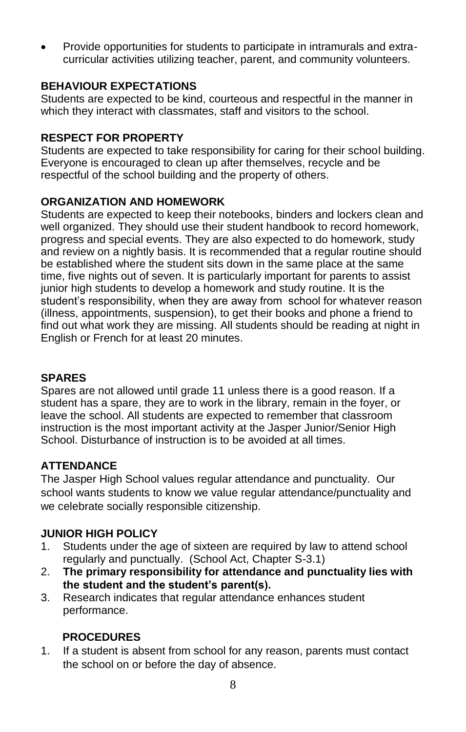- Provide opportunities for students to participate in intramurals and extra-curricular activities utilizing teacher, parent, and community volunteers.

## BEHAVIOUR EXPECTATIONS

Students are expected to be kind, courteous and respectful in the manner in which they interact with classmates, staff and visitors to the school.

## RESPECT FOR PROPERTY

Students are expected to take responsibility for caring for their school building. Everyone is encouraged to clean up after themselves, recycle and be respectful of the school building and the property of others.

## ORGANIZATION AND HOMEWORK

Students are expected to keep their notebooks, binders and lockers clean and well organized. They should use their student handbook to record homework, progress and special events. They are also expected to do homework, study and review on a nightly basis. It is recommended that a regular routine should be established where the student sits down in the same place at the same time, five nights out of seven. It is particularly important for parents to assist junior high students to develop a homework and study routine. It is the student's responsibility, when they are away from school for whatever reason (illness, appointments, suspension), to get their books and phone a friend to find out what work they are missing. All students should be reading at night in English or French for at least 20 minutes.

## SPARES

Spares are not allowed until grade 11 unless there is a good reason. If a student has a spare, they are to work in the library, remain in the foyer, or leave the school. All students are expected to remember that classroom instruction is the most important activity at the Jasper Junior/Senior High School. Disturbance of instruction is to be avoided at all times.

## ATTENDANCE

The Jasper High School values regular attendance and punctuality. Our school wants students to know we value regular attendance/punctuality and we celebrate socially responsible citizenship.

## JUNIOR HIGH POLICY

1. Students under the age of sixteen are required by law to attend school regularly and punctually. (School Act, Chapter S-3.1)
2. **The primary responsibility for attendance and punctuality lies with the student and the student's parent(s).**
3. Research indicates that regular attendance enhances student performance.

### PROCEDURES

1. If a student is absent from school for any reason, parents must contact the school on or before the day of absence.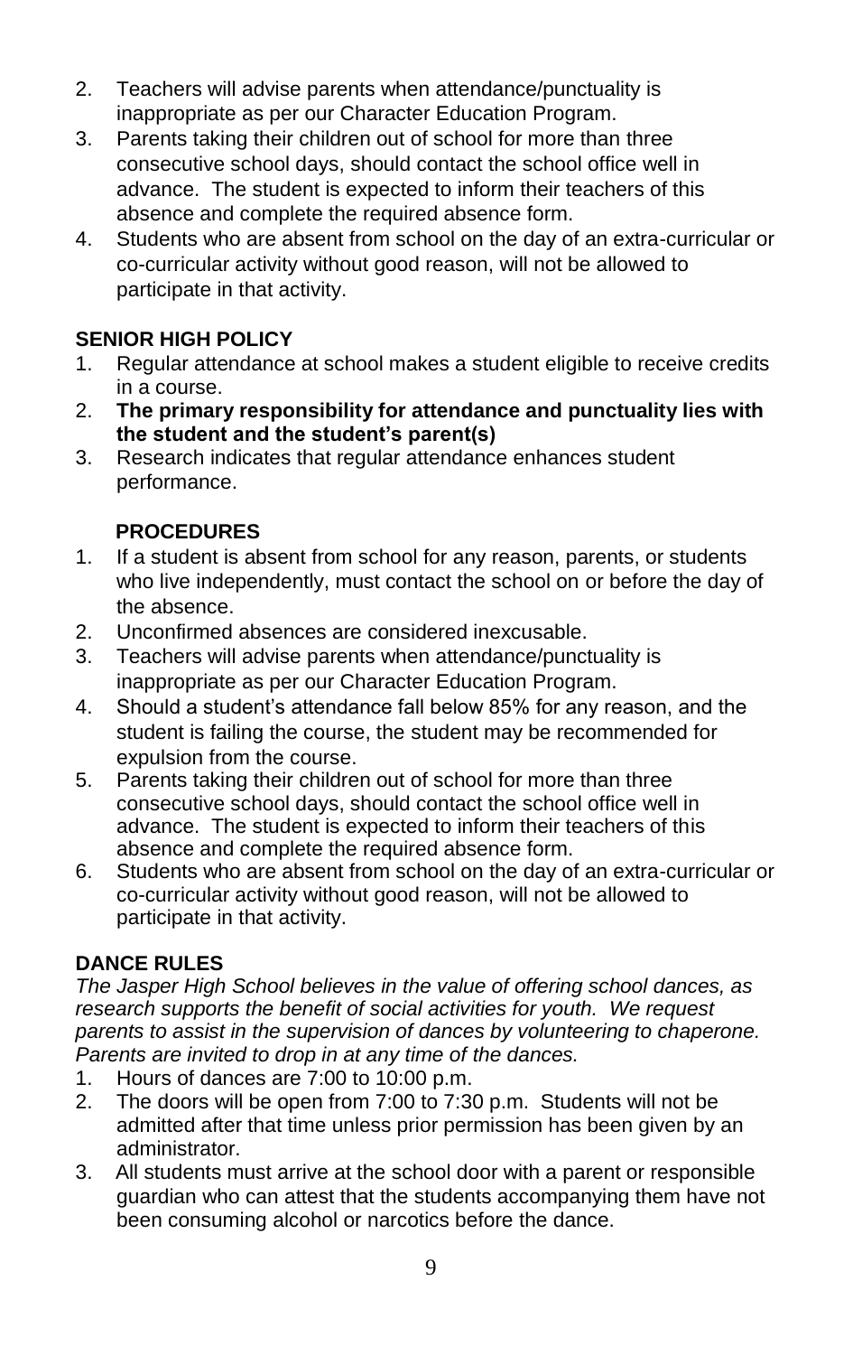2. Teachers will advise parents when attendance/punctuality is inappropriate as per our Character Education Program.
3. Parents taking their children out of school for more than three consecutive school days, should contact the school office well in advance. The student is expected to inform their teachers of this absence and complete the required absence form.
4. Students who are absent from school on the day of an extra-curricular or co-curricular activity without good reason, will not be allowed to participate in that activity.

## SENIOR HIGH POLICY

1. Regular attendance at school makes a student eligible to receive credits in a course.
2. **The primary responsibility for attendance and punctuality lies with the student and the student's parent(s)**
3. Research indicates that regular attendance enhances student performance.

### PROCEDURES

1. If a student is absent from school for any reason, parents, or students who live independently, must contact the school on or before the day of the absence.
2. Unconfirmed absences are considered inexcusable.
3. Teachers will advise parents when attendance/punctuality is inappropriate as per our Character Education Program.
4. Should a student's attendance fall below 85% for any reason, and the student is failing the course, the student may be recommended for expulsion from the course.
5. Parents taking their children out of school for more than three consecutive school days, should contact the school office well in advance. The student is expected to inform their teachers of this absence and complete the required absence form.
6. Students who are absent from school on the day of an extra-curricular or co-curricular activity without good reason, will not be allowed to participate in that activity.

## DANCE RULES

*The Jasper High School believes in the value of offering school dances, as research supports the benefit of social activities for youth. We request parents to assist in the supervision of dances by volunteering to chaperone. Parents are invited to drop in at any time of the dances.*

1. Hours of dances are 7:00 to 10:00 p.m.
2. The doors will be open from 7:00 to 7:30 p.m. Students will not be admitted after that time unless prior permission has been given by an administrator.
3. All students must arrive at the school door with a parent or responsible guardian who can attest that the students accompanying them have not been consuming alcohol or narcotics before the dance.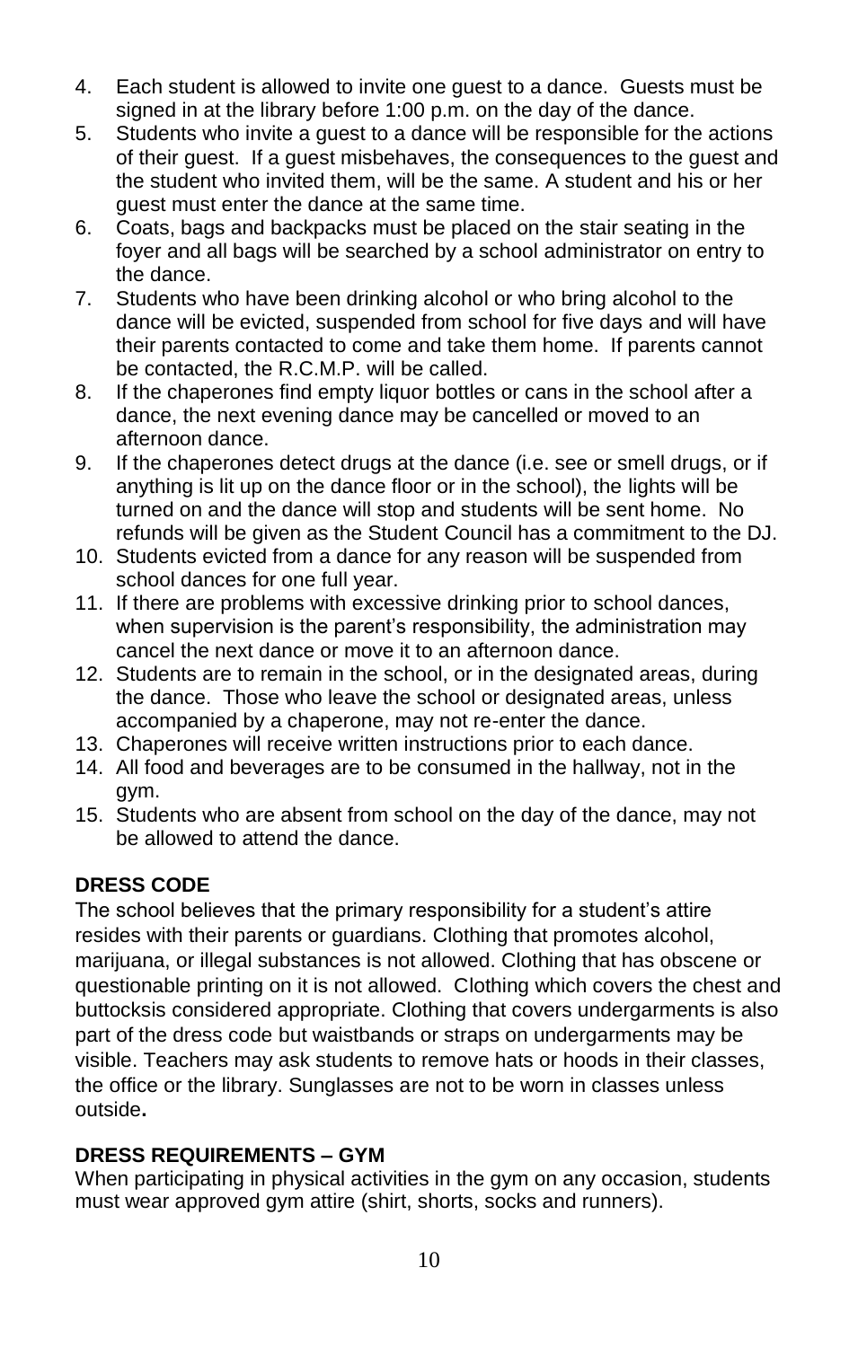4. Each student is allowed to invite one guest to a dance. Guests must be signed in at the library before 1:00 p.m. on the day of the dance.
5. Students who invite a guest to a dance will be responsible for the actions of their guest. If a guest misbehaves, the consequences to the guest and the student who invited them, will be the same. A student and his or her guest must enter the dance at the same time.
6. Coats, bags and backpacks must be placed on the stair seating in the foyer and all bags will be searched by a school administrator on entry to the dance.
7. Students who have been drinking alcohol or who bring alcohol to the dance will be evicted, suspended from school for five days and will have their parents contacted to come and take them home. If parents cannot be contacted, the R.C.M.P. will be called.
8. If the chaperones find empty liquor bottles or cans in the school after a dance, the next evening dance may be cancelled or moved to an afternoon dance.
9. If the chaperones detect drugs at the dance (i.e. see or smell drugs, or if anything is lit up on the dance floor or in the school), the lights will be turned on and the dance will stop and students will be sent home. No refunds will be given as the Student Council has a commitment to the DJ.
10. Students evicted from a dance for any reason will be suspended from school dances for one full year.
11. If there are problems with excessive drinking prior to school dances, when supervision is the parent's responsibility, the administration may cancel the next dance or move it to an afternoon dance.
12. Students are to remain in the school, or in the designated areas, during the dance. Those who leave the school or designated areas, unless accompanied by a chaperone, may not re-enter the dance.
13. Chaperones will receive written instructions prior to each dance.
14. All food and beverages are to be consumed in the hallway, not in the gym.
15. Students who are absent from school on the day of the dance, may not be allowed to attend the dance.

## DRESS CODE

The school believes that the primary responsibility for a student's attire resides with their parents or guardians. Clothing that promotes alcohol, marijuana, or illegal substances is not allowed. Clothing that has obscene or questionable printing on it is not allowed. Clothing which covers the chest and buttocksis considered appropriate. Clothing that covers undergarments is also part of the dress code but waistbands or straps on undergarments may be visible. Teachers may ask students to remove hats or hoods in their classes, the office or the library. Sunglasses are not to be worn in classes unless outside.

## DRESS REQUIREMENTS – GYM

When participating in physical activities in the gym on any occasion, students must wear approved gym attire (shirt, shorts, socks and runners).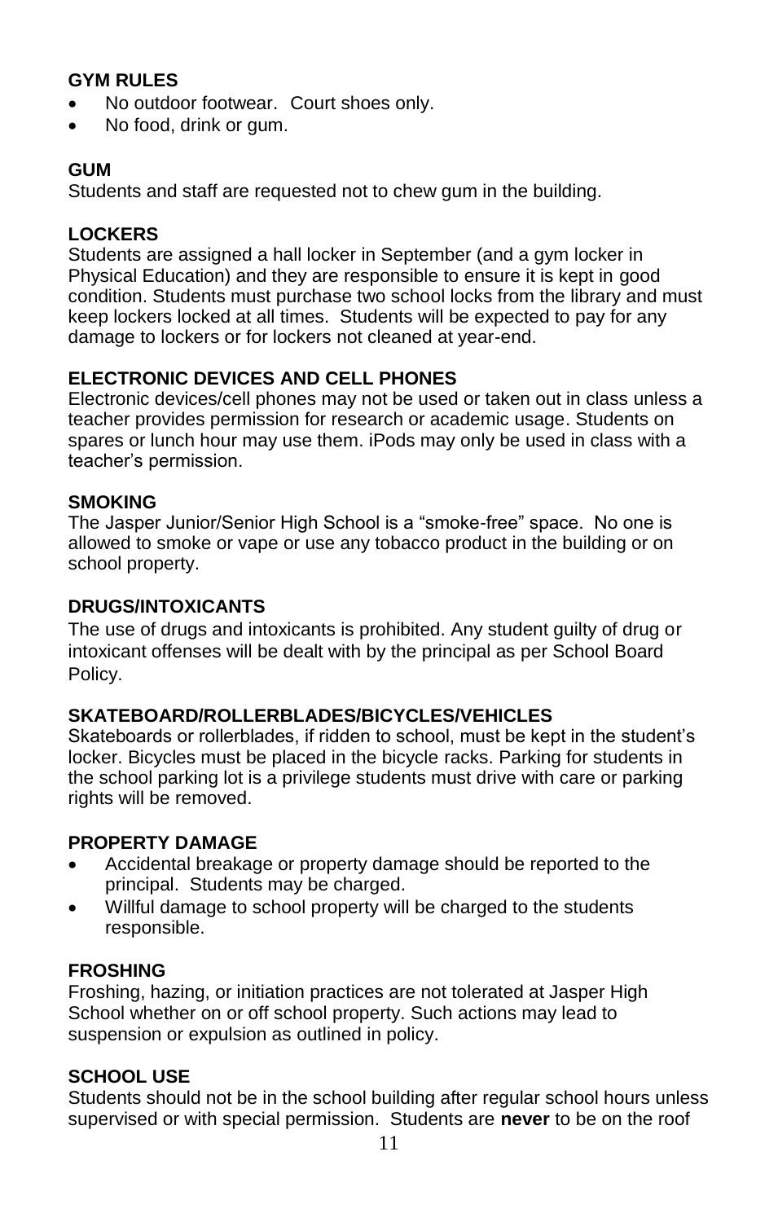### GYM RULES

- No outdoor footwear. Court shoes only.
- No food, drink or gum.

### GUM

Students and staff are requested not to chew gum in the building.

### LOCKERS

Students are assigned a hall locker in September (and a gym locker in Physical Education) and they are responsible to ensure it is kept in good condition. Students must purchase two school locks from the library and must keep lockers locked at all times. Students will be expected to pay for any damage to lockers or for lockers not cleaned at year-end.

### ELECTRONIC DEVICES AND CELL PHONES

Electronic devices/cell phones may not be used or taken out in class unless a teacher provides permission for research or academic usage. Students on spares or lunch hour may use them. iPods may only be used in class with a teacher's permission.

### SMOKING

The Jasper Junior/Senior High School is a "smoke-free" space. No one is allowed to smoke or vape or use any tobacco product in the building or on school property.

### DRUGS/INTOXICANTS

The use of drugs and intoxicants is prohibited. Any student guilty of drug or intoxicant offenses will be dealt with by the principal as per School Board Policy.

### SKATEBOARD/ROLLERBLADES/BICYCLES/VEHICLES

Skateboards or rollerblades, if ridden to school, must be kept in the student's locker. Bicycles must be placed in the bicycle racks. Parking for students in the school parking lot is a privilege students must drive with care or parking rights will be removed.

### PROPERTY DAMAGE

- Accidental breakage or property damage should be reported to the principal. Students may be charged.
- Willful damage to school property will be charged to the students responsible.

### FROSHING

Froshing, hazing, or initiation practices are not tolerated at Jasper High School whether on or off school property. Such actions may lead to suspension or expulsion as outlined in policy.

### SCHOOL USE

Students should not be in the school building after regular school hours unless supervised or with special permission. Students are **never** to be on the roof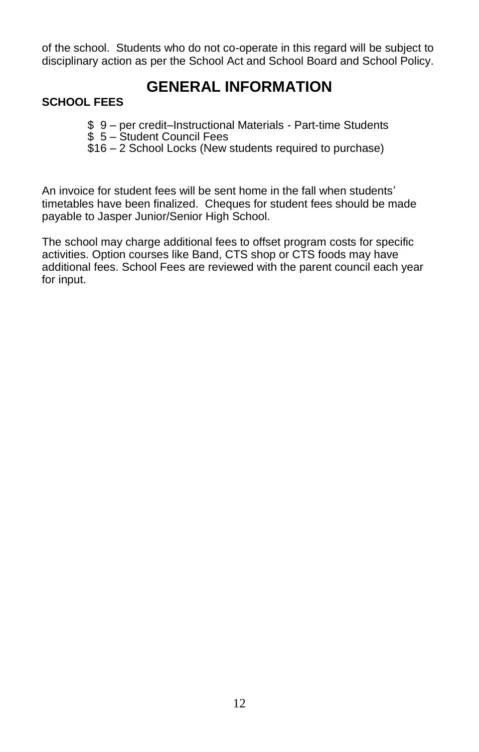of the school. Students who do not co-operate in this regard will be subject to disciplinary action as per the School Act and School Board and School Policy.

# GENERAL INFORMATION

**SCHOOL FEES**

$ 9 – per credit–Instructional Materials - Part-time Students
$ 5 – Student Council Fees
$16 – 2 School Locks (New students required to purchase)

An invoice for student fees will be sent home in the fall when students' timetables have been finalized. Cheques for student fees should be made payable to Jasper Junior/Senior High School.

The school may charge additional fees to offset program costs for specific activities. Option courses like Band, CTS shop or CTS foods may have additional fees. School Fees are reviewed with the parent council each year for input.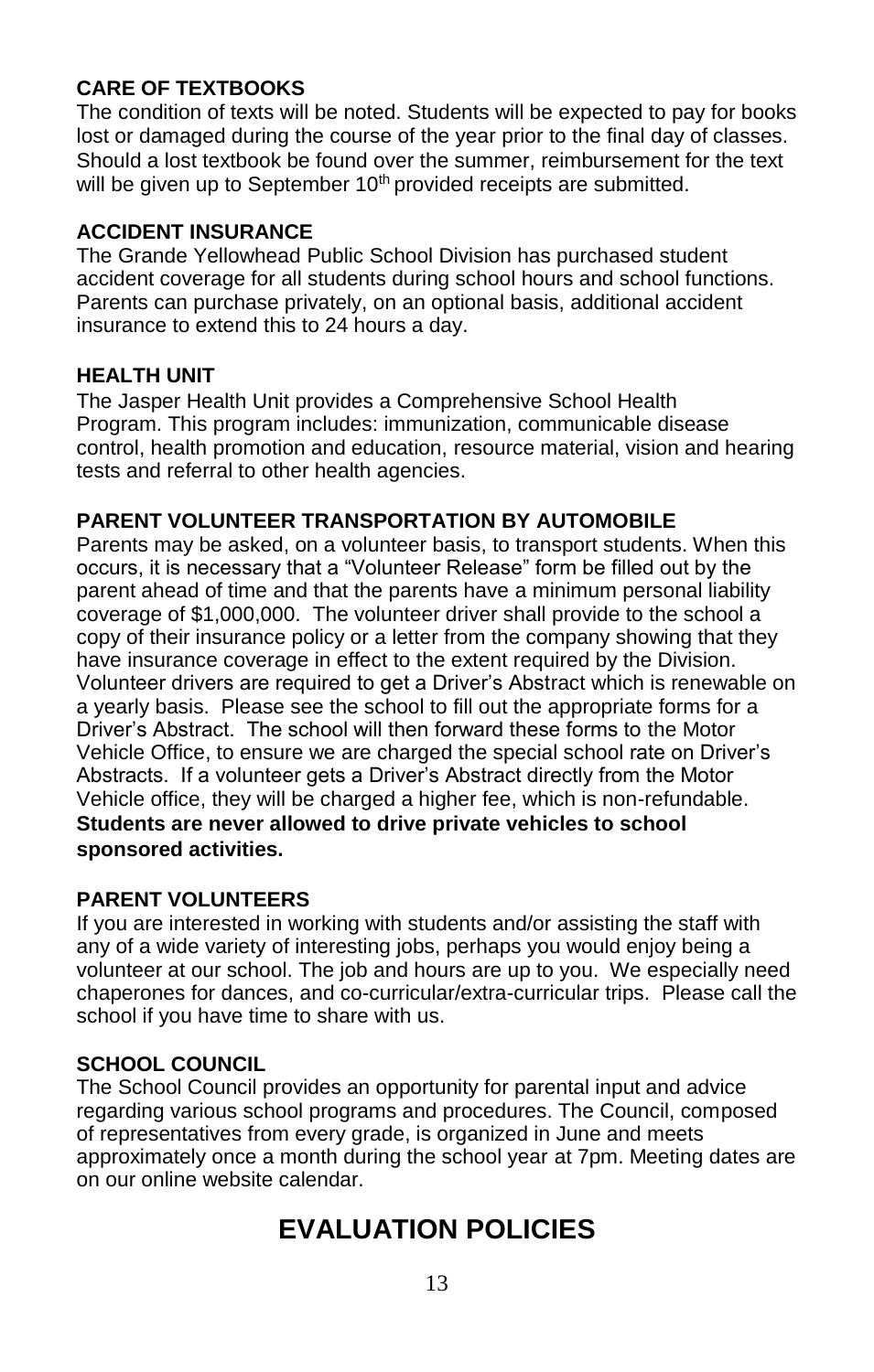## CARE OF TEXTBOOKS

The condition of texts will be noted. Students will be expected to pay for books lost or damaged during the course of the year prior to the final day of classes. Should a lost textbook be found over the summer, reimbursement for the text will be given up to September 10th provided receipts are submitted.

## ACCIDENT INSURANCE

The Grande Yellowhead Public School Division has purchased student accident coverage for all students during school hours and school functions. Parents can purchase privately, on an optional basis, additional accident insurance to extend this to 24 hours a day.

## HEALTH UNIT

The Jasper Health Unit provides a Comprehensive School Health Program. This program includes: immunization, communicable disease control, health promotion and education, resource material, vision and hearing tests and referral to other health agencies.

## PARENT VOLUNTEER TRANSPORTATION BY AUTOMOBILE

Parents may be asked, on a volunteer basis, to transport students. When this occurs, it is necessary that a "Volunteer Release" form be filled out by the parent ahead of time and that the parents have a minimum personal liability coverage of $1,000,000. The volunteer driver shall provide to the school a copy of their insurance policy or a letter from the company showing that they have insurance coverage in effect to the extent required by the Division. Volunteer drivers are required to get a Driver's Abstract which is renewable on a yearly basis. Please see the school to fill out the appropriate forms for a Driver's Abstract. The school will then forward these forms to the Motor Vehicle Office, to ensure we are charged the special school rate on Driver's Abstracts. If a volunteer gets a Driver's Abstract directly from the Motor Vehicle office, they will be charged a higher fee, which is non-refundable. **Students are never allowed to drive private vehicles to school sponsored activities.**

## PARENT VOLUNTEERS

If you are interested in working with students and/or assisting the staff with any of a wide variety of interesting jobs, perhaps you would enjoy being a volunteer at our school. The job and hours are up to you. We especially need chaperones for dances, and co-curricular/extra-curricular trips. Please call the school if you have time to share with us.

## SCHOOL COUNCIL

The School Council provides an opportunity for parental input and advice regarding various school programs and procedures. The Council, composed of representatives from every grade, is organized in June and meets approximately once a month during the school year at 7pm. Meeting dates are on our online website calendar.

# EVALUATION POLICIES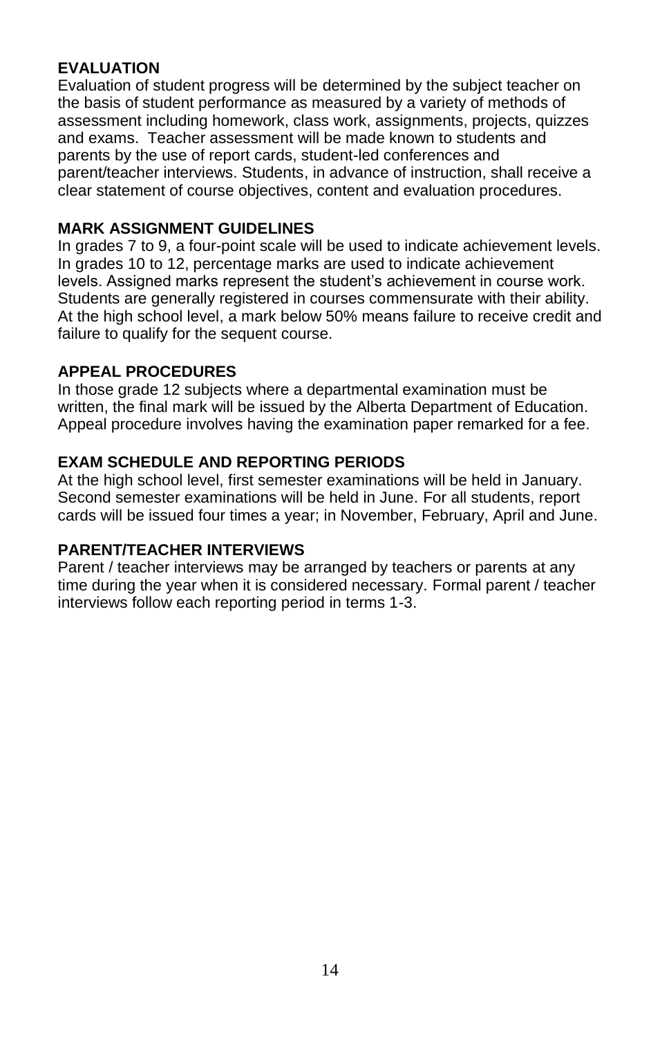## EVALUATION

Evaluation of student progress will be determined by the subject teacher on the basis of student performance as measured by a variety of methods of assessment including homework, class work, assignments, projects, quizzes and exams. Teacher assessment will be made known to students and parents by the use of report cards, student-led conferences and parent/teacher interviews. Students, in advance of instruction, shall receive a clear statement of course objectives, content and evaluation procedures.

## MARK ASSIGNMENT GUIDELINES

In grades 7 to 9, a four-point scale will be used to indicate achievement levels. In grades 10 to 12, percentage marks are used to indicate achievement levels. Assigned marks represent the student's achievement in course work. Students are generally registered in courses commensurate with their ability. At the high school level, a mark below 50% means failure to receive credit and failure to qualify for the sequent course.

## APPEAL PROCEDURES

In those grade 12 subjects where a departmental examination must be written, the final mark will be issued by the Alberta Department of Education. Appeal procedure involves having the examination paper remarked for a fee.

## EXAM SCHEDULE AND REPORTING PERIODS

At the high school level, first semester examinations will be held in January. Second semester examinations will be held in June. For all students, report cards will be issued four times a year; in November, February, April and June.

## PARENT/TEACHER INTERVIEWS

Parent / teacher interviews may be arranged by teachers or parents at any time during the year when it is considered necessary. Formal parent / teacher interviews follow each reporting period in terms 1-3.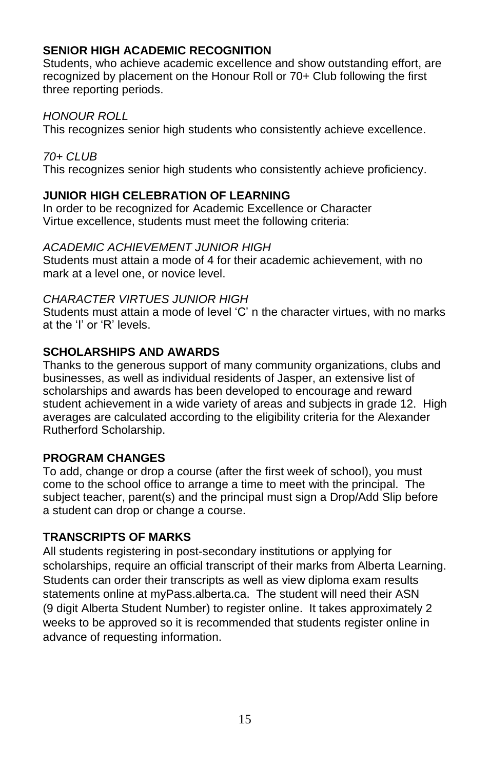## SENIOR HIGH ACADEMIC RECOGNITION

Students, who achieve academic excellence and show outstanding effort, are recognized by placement on the Honour Roll or 70+ Club following the first three reporting periods.

*HONOUR ROLL*

This recognizes senior high students who consistently achieve excellence.

*70+ CLUB*

This recognizes senior high students who consistently achieve proficiency.

## JUNIOR HIGH CELEBRATION OF LEARNING

In order to be recognized for Academic Excellence or Character Virtue excellence, students must meet the following criteria:

*ACADEMIC ACHIEVEMENT JUNIOR HIGH*

Students must attain a mode of 4 for their academic achievement, with no mark at a level one, or novice level.

*CHARACTER VIRTUES JUNIOR HIGH*

Students must attain a mode of level 'C' n the character virtues, with no marks at the 'I' or 'R' levels.

## SCHOLARSHIPS AND AWARDS

Thanks to the generous support of many community organizations, clubs and businesses, as well as individual residents of Jasper, an extensive list of scholarships and awards has been developed to encourage and reward student achievement in a wide variety of areas and subjects in grade 12. High averages are calculated according to the eligibility criteria for the Alexander Rutherford Scholarship.

## PROGRAM CHANGES

To add, change or drop a course (after the first week of school), you must come to the school office to arrange a time to meet with the principal. The subject teacher, parent(s) and the principal must sign a Drop/Add Slip before a student can drop or change a course.

## TRANSCRIPTS OF MARKS

All students registering in post-secondary institutions or applying for scholarships, require an official transcript of their marks from Alberta Learning. Students can order their transcripts as well as view diploma exam results statements online at myPass.alberta.ca. The student will need their ASN (9 digit Alberta Student Number) to register online. It takes approximately 2 weeks to be approved so it is recommended that students register online in advance of requesting information.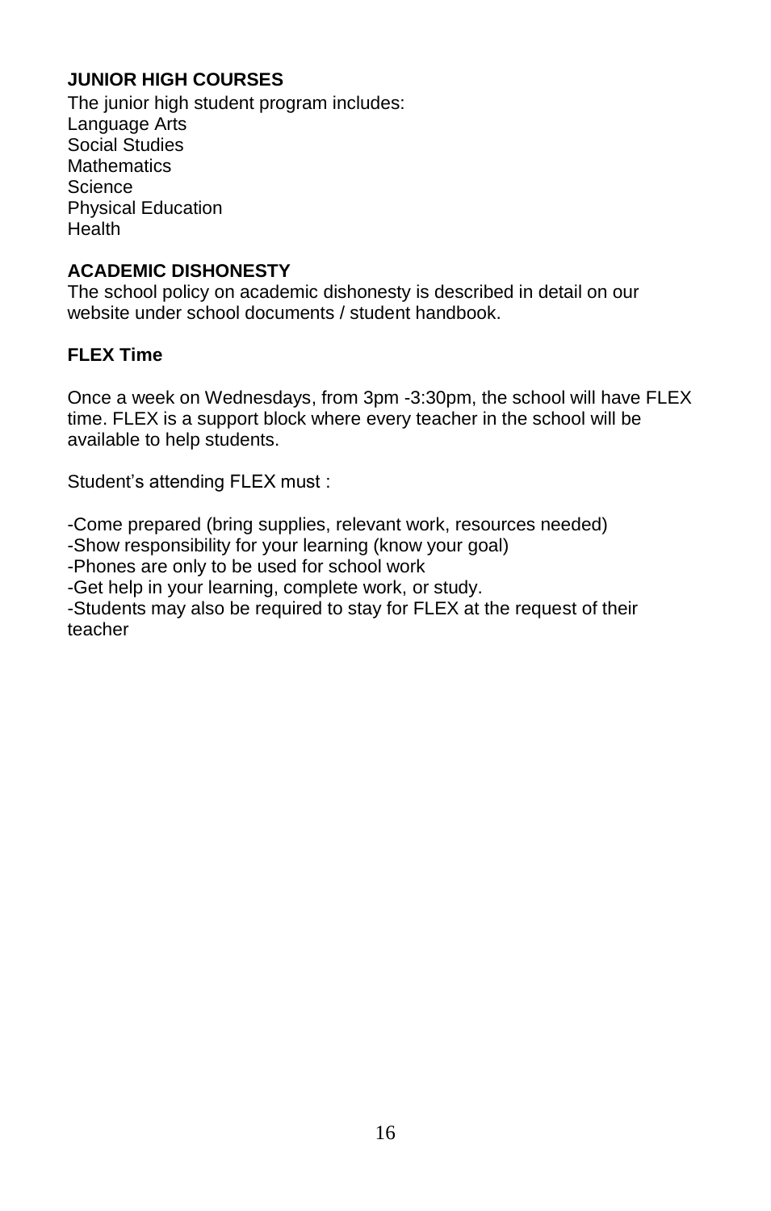## JUNIOR HIGH COURSES

The junior high student program includes:
Language Arts
Social Studies
Mathematics
Science
Physical Education
Health

## ACADEMIC DISHONESTY

The school policy on academic dishonesty is described in detail on our website under school documents / student handbook.

## FLEX Time

Once a week on Wednesdays, from 3pm -3:30pm, the school will have FLEX time. FLEX is a support block where every teacher in the school will be available to help students.

Student's attending FLEX must :

- Come prepared (bring supplies, relevant work, resources needed)
- Show responsibility for your learning (know your goal)
- Phones are only to be used for school work
- Get help in your learning, complete work, or study.
- Students may also be required to stay for FLEX at the request of their teacher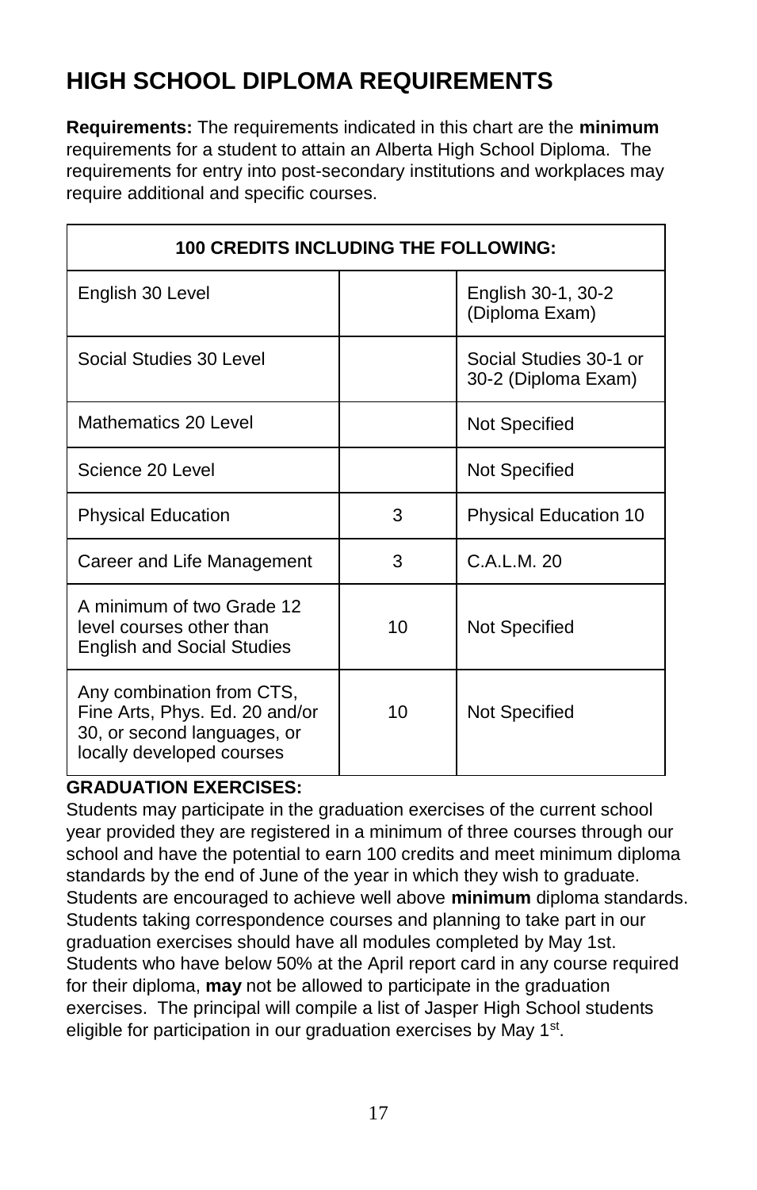# HIGH SCHOOL DIPLOMA REQUIREMENTS

**Requirements:** The requirements indicated in this chart are the **minimum** requirements for a student to attain an Alberta High School Diploma. The requirements for entry into post-secondary institutions and workplaces may require additional and specific courses.

| 100 CREDITS INCLUDING THE FOLLOWING: | | |
|---|---|---|
| English 30 Level | | English 30-1, 30-2 (Diploma Exam) |
| Social Studies 30 Level | | Social Studies 30-1 or 30-2 (Diploma Exam) |
| Mathematics 20 Level | | Not Specified |
| Science 20 Level | | Not Specified |
| Physical Education | 3 | Physical Education 10 |
| Career and Life Management | 3 | C.A.L.M. 20 |
| A minimum of two Grade 12 level courses other than English and Social Studies | 10 | Not Specified |
| Any combination from CTS, Fine Arts, Phys. Ed. 20 and/or 30, or second languages, or locally developed courses | 10 | Not Specified |

**GRADUATION EXERCISES:**

Students may participate in the graduation exercises of the current school year provided they are registered in a minimum of three courses through our school and have the potential to earn 100 credits and meet minimum diploma standards by the end of June of the year in which they wish to graduate. Students are encouraged to achieve well above **minimum** diploma standards. Students taking correspondence courses and planning to take part in our graduation exercises should have all modules completed by May 1st. Students who have below 50% at the April report card in any course required for their diploma, **may** not be allowed to participate in the graduation exercises. The principal will compile a list of Jasper High School students eligible for participation in our graduation exercises by May 1st.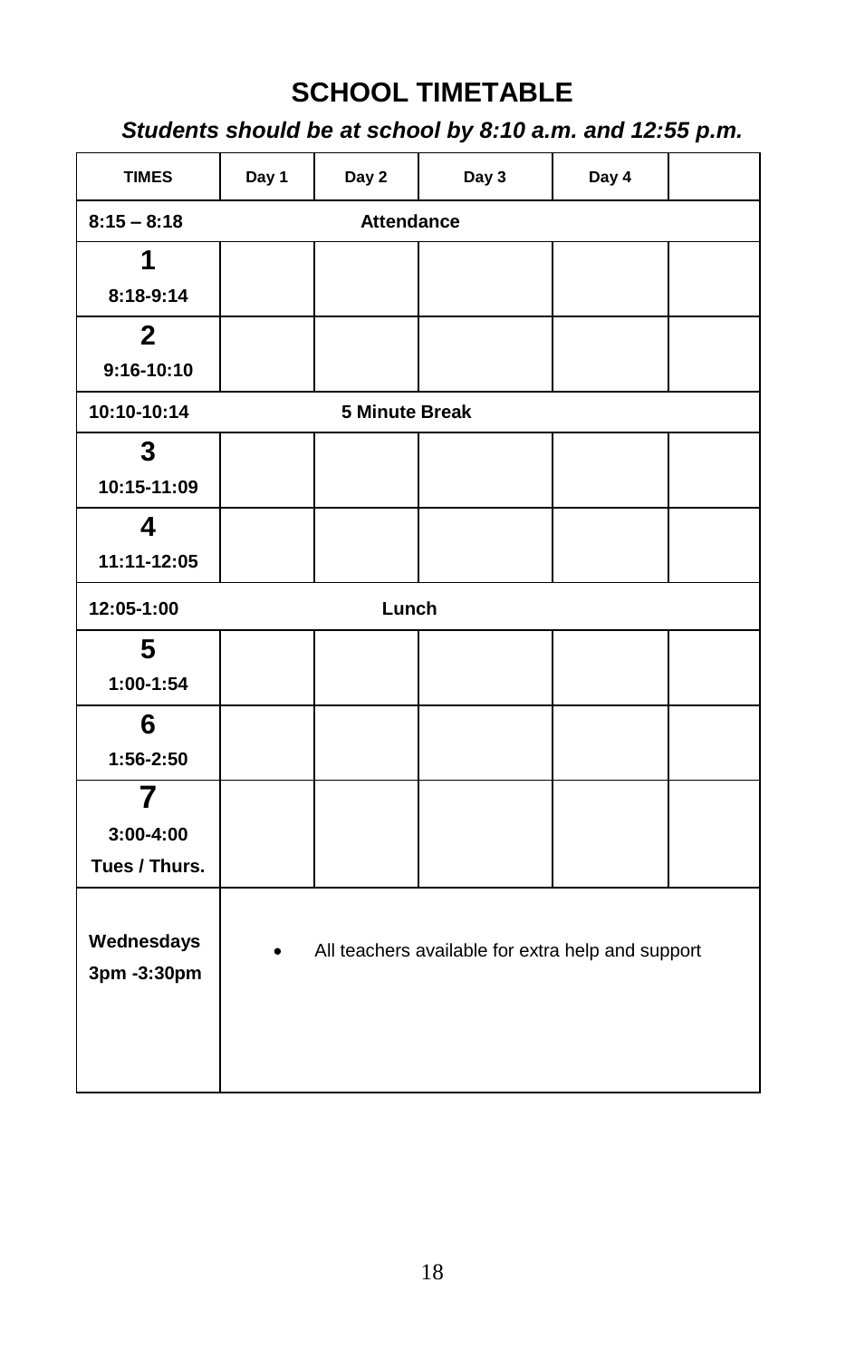# SCHOOL TIMETABLE

***Students should be at school by 8:10 a.m. and 12:55 p.m.***

| TIMES | Day 1 | Day 2 | Day 3 | Day 4 | |
|---|---|---|---|---|---|
| **8:15 – 8:18** | **Attendance** | | | | |
| **1**<br>**8:18-9:14** | | | | | |
| **2**<br>**9:16-10:10** | | | | | |
| **10:10-10:14** | **5 Minute Break** | | | | |
| **3**<br>**10:15-11:09** | | | | | |
| **4**<br>**11:11-12:05** | | | | | |
| **12:05-1:00** | **Lunch** | | | | |
| **5**<br>**1:00-1:54** | | | | | |
| **6**<br>**1:56-2:50** | | | | | |
| **7**<br>**3:00-4:00**<br>**Tues / Thurs.** | | | | | |
| **Wednesdays**<br>**3pm -3:30pm** | • All teachers available for extra help and support | | | | |